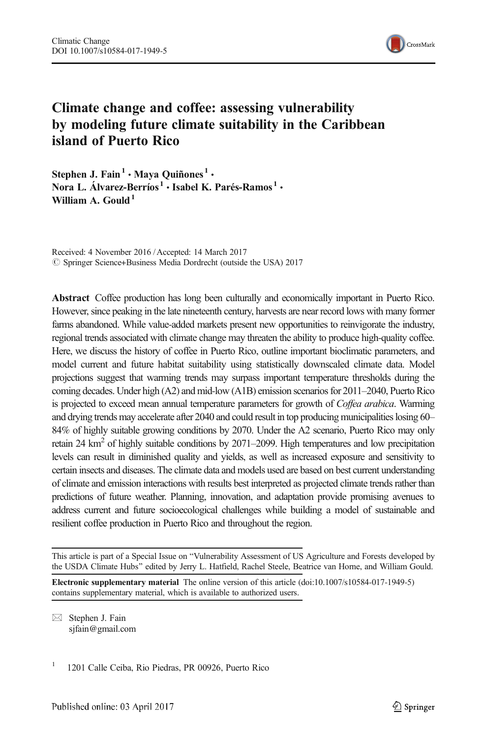# Climate change and coffee: assessing vulnerability by modeling future climate suitability in the Caribbean island of Puerto Rico

**Stephen J. Fain**[1] **· Maya Quiñones**[1] **· Nora L. Álvarez-Berríos**[1] **· Isabel K. Parés-Ramos**[1] **· William A. Gould**[1]

Received: 4 November 2016 / Accepted: 14 March 2017
© Springer Science+Business Media Dordrecht (outside the USA) 2017

**Abstract** Coffee production has long been culturally and economically important in Puerto Rico. However, since peaking in the late nineteenth century, harvests are near record lows with many former farms abandoned. While value-added markets present new opportunities to reinvigorate the industry, regional trends associated with climate change may threaten the ability to produce high-quality coffee. Here, we discuss the history of coffee in Puerto Rico, outline important bioclimatic parameters, and model current and future habitat suitability using statistically downscaled climate data. Model projections suggest that warming trends may surpass important temperature thresholds during the coming decades. Under high (A2) and mid-low (A1B) emission scenarios for 2011–2040, Puerto Rico is projected to exceed mean annual temperature parameters for growth of *Coffea arabica*. Warming and drying trends may accelerate after 2040 and could result in top producing municipalities losing 60–84% of highly suitable growing conditions by 2070. Under the A2 scenario, Puerto Rico may only retain 24 $km^2$ of highly suitable conditions by 2071–2099. High temperatures and low precipitation levels can result in diminished quality and yields, as well as increased exposure and sensitivity to certain insects and diseases. The climate data and models used are based on best current understanding of climate and emission interactions with results best interpreted as projected climate trends rather than predictions of future weather. Planning, innovation, and adaptation provide promising avenues to address current and future socioecological challenges while building a model of sustainable and resilient coffee production in Puerto Rico and throughout the region.

---

This article is part of a Special Issue on "Vulnerability Assessment of US Agriculture and Forests developed by the USDA Climate Hubs" edited by Jerry L. Hatfield, Rachel Steele, Beatrice van Horne, and William Gould.

**Electronic supplementary material** The online version of this article (doi:10.1007/s10584-017-1949-5) contains supplementary material, which is available to authorized users.

✉ Stephen J. Fain
sjfain@gmail.com

[1] 1201 Calle Ceiba, Rio Piedras, PR 00926, Puerto Rico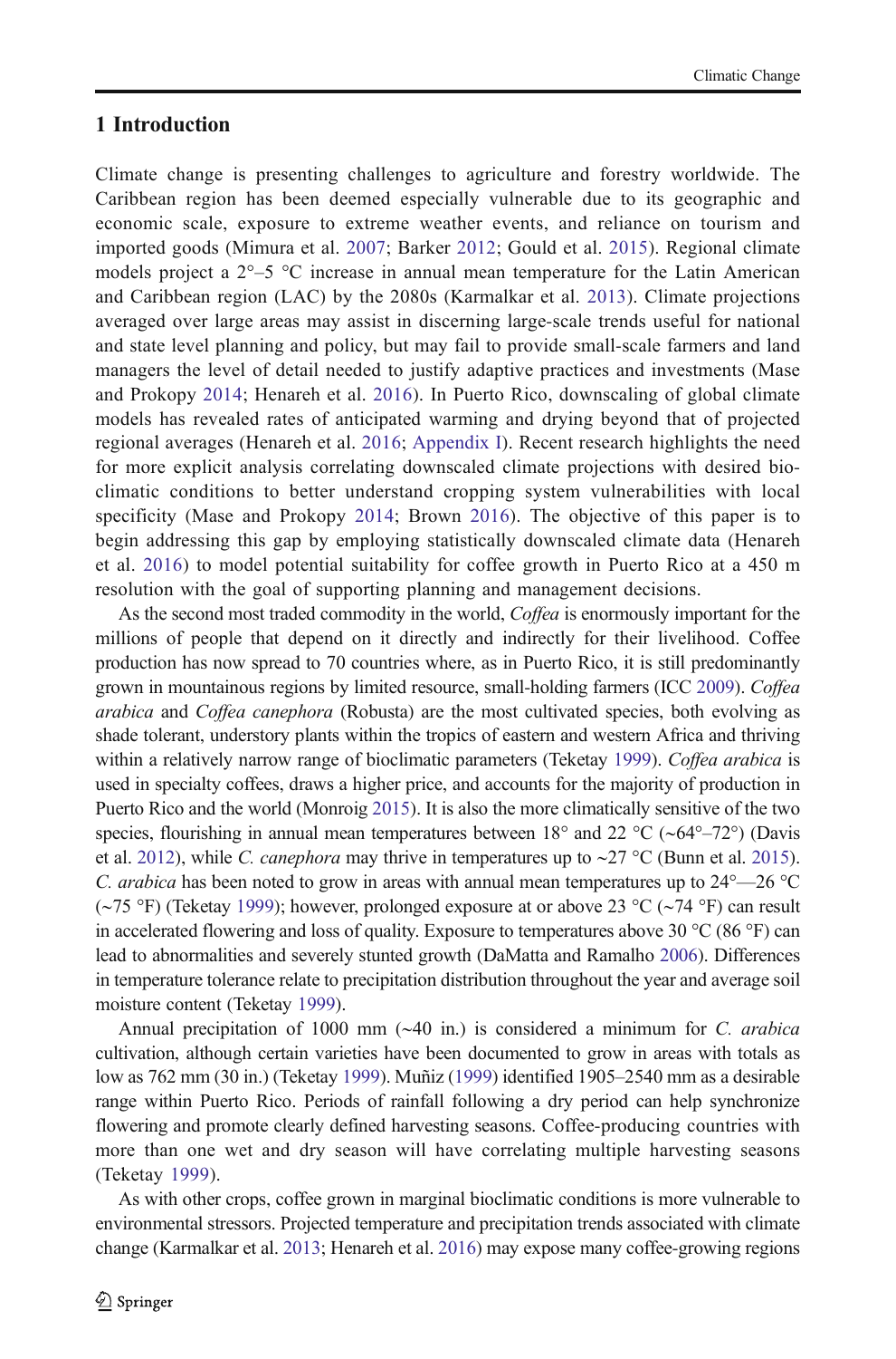## 1 Introduction

Climate change is presenting challenges to agriculture and forestry worldwide. The Caribbean region has been deemed especially vulnerable due to its geographic and economic scale, exposure to extreme weather events, and reliance on tourism and imported goods (Mimura et al. 2007; Barker 2012; Gould et al. 2015). Regional climate models project a 2°–5 °C increase in annual mean temperature for the Latin American and Caribbean region (LAC) by the 2080s (Karmalkar et al. 2013). Climate projections averaged over large areas may assist in discerning large-scale trends useful for national and state level planning and policy, but may fail to provide small-scale farmers and land managers the level of detail needed to justify adaptive practices and investments (Mase and Prokopy 2014; Henareh et al. 2016). In Puerto Rico, downscaling of global climate models has revealed rates of anticipated warming and drying beyond that of projected regional averages (Henareh et al. 2016; Appendix I). Recent research highlights the need for more explicit analysis correlating downscaled climate projections with desired bio-climatic conditions to better understand cropping system vulnerabilities with local specificity (Mase and Prokopy 2014; Brown 2016). The objective of this paper is to begin addressing this gap by employing statistically downscaled climate data (Henareh et al. 2016) to model potential suitability for coffee growth in Puerto Rico at a 450 m resolution with the goal of supporting planning and management decisions.

As the second most traded commodity in the world, *Coffea* is enormously important for the millions of people that depend on it directly and indirectly for their livelihood. Coffee production has now spread to 70 countries where, as in Puerto Rico, it is still predominantly grown in mountainous regions by limited resource, small-holding farmers (ICC 2009). *Coffea arabica* and *Coffea canephora* (Robusta) are the most cultivated species, both evolving as shade tolerant, understory plants within the tropics of eastern and western Africa and thriving within a relatively narrow range of bioclimatic parameters (Teketay 1999). *Coffea arabica* is used in specialty coffees, draws a higher price, and accounts for the majority of production in Puerto Rico and the world (Monroig 2015). It is also the more climatically sensitive of the two species, flourishing in annual mean temperatures between 18° and 22 °C (~64°–72°) (Davis et al. 2012), while *C. canephora* may thrive in temperatures up to ~27 °C (Bunn et al. 2015). *C. arabica* has been noted to grow in areas with annual mean temperatures up to 24°—26 °C (~75 °F) (Teketay 1999); however, prolonged exposure at or above 23 °C (~74 °F) can result in accelerated flowering and loss of quality. Exposure to temperatures above 30 °C (86 °F) can lead to abnormalities and severely stunted growth (DaMatta and Ramalho 2006). Differences in temperature tolerance relate to precipitation distribution throughout the year and average soil moisture content (Teketay 1999).

Annual precipitation of 1000 mm (~40 in.) is considered a minimum for *C. arabica* cultivation, although certain varieties have been documented to grow in areas with totals as low as 762 mm (30 in.) (Teketay 1999). Muñiz (1999) identified 1905–2540 mm as a desirable range within Puerto Rico. Periods of rainfall following a dry period can help synchronize flowering and promote clearly defined harvesting seasons. Coffee-producing countries with more than one wet and dry season will have correlating multiple harvesting seasons (Teketay 1999).

As with other crops, coffee grown in marginal bioclimatic conditions is more vulnerable to environmental stressors. Projected temperature and precipitation trends associated with climate change (Karmalkar et al. 2013; Henareh et al. 2016) may expose many coffee-growing regions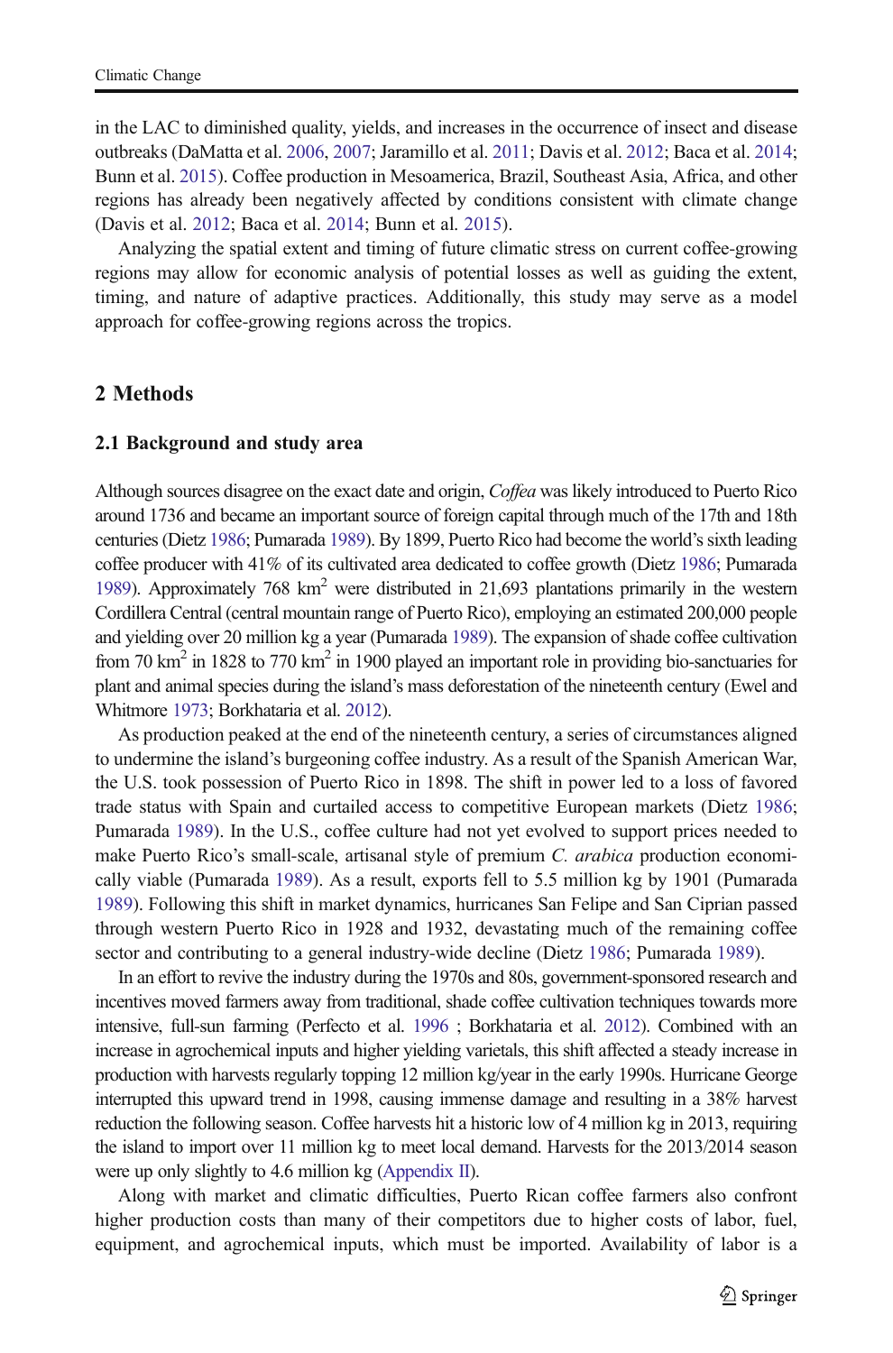in the LAC to diminished quality, yields, and increases in the occurrence of insect and disease outbreaks (DaMatta et al. 2006, 2007; Jaramillo et al. 2011; Davis et al. 2012; Baca et al. 2014; Bunn et al. 2015). Coffee production in Mesoamerica, Brazil, Southeast Asia, Africa, and other regions has already been negatively affected by conditions consistent with climate change (Davis et al. 2012; Baca et al. 2014; Bunn et al. 2015).

Analyzing the spatial extent and timing of future climatic stress on current coffee-growing regions may allow for economic analysis of potential losses as well as guiding the extent, timing, and nature of adaptive practices. Additionally, this study may serve as a model approach for coffee-growing regions across the tropics.

## 2 Methods

### 2.1 Background and study area

Although sources disagree on the exact date and origin, *Coffea* was likely introduced to Puerto Rico around 1736 and became an important source of foreign capital through much of the 17th and 18th centuries (Dietz 1986; Pumarada 1989). By 1899, Puerto Rico had become the world's sixth leading coffee producer with 41% of its cultivated area dedicated to coffee growth (Dietz 1986; Pumarada 1989). Approximately 768 km$^2$ were distributed in 21,693 plantations primarily in the western Cordillera Central (central mountain range of Puerto Rico), employing an estimated 200,000 people and yielding over 20 million kg a year (Pumarada 1989). The expansion of shade coffee cultivation from 70 km$^2$ in 1828 to 770 km$^2$ in 1900 played an important role in providing bio-sanctuaries for plant and animal species during the island's mass deforestation of the nineteenth century (Ewel and Whitmore 1973; Borkhataria et al. 2012).

As production peaked at the end of the nineteenth century, a series of circumstances aligned to undermine the island's burgeoning coffee industry. As a result of the Spanish American War, the U.S. took possession of Puerto Rico in 1898. The shift in power led to a loss of favored trade status with Spain and curtailed access to competitive European markets (Dietz 1986; Pumarada 1989). In the U.S., coffee culture had not yet evolved to support prices needed to make Puerto Rico's small-scale, artisanal style of premium *C. arabica* production economically viable (Pumarada 1989). As a result, exports fell to 5.5 million kg by 1901 (Pumarada 1989). Following this shift in market dynamics, hurricanes San Felipe and San Ciprian passed through western Puerto Rico in 1928 and 1932, devastating much of the remaining coffee sector and contributing to a general industry-wide decline (Dietz 1986; Pumarada 1989).

In an effort to revive the industry during the 1970s and 80s, government-sponsored research and incentives moved farmers away from traditional, shade coffee cultivation techniques towards more intensive, full-sun farming (Perfecto et al. 1996 ; Borkhataria et al. 2012). Combined with an increase in agrochemical inputs and higher yielding varietals, this shift affected a steady increase in production with harvests regularly topping 12 million kg/year in the early 1990s. Hurricane George interrupted this upward trend in 1998, causing immense damage and resulting in a 38% harvest reduction the following season. Coffee harvests hit a historic low of 4 million kg in 2013, requiring the island to import over 11 million kg to meet local demand. Harvests for the 2013/2014 season were up only slightly to 4.6 million kg (Appendix II).

Along with market and climatic difficulties, Puerto Rican coffee farmers also confront higher production costs than many of their competitors due to higher costs of labor, fuel, equipment, and agrochemical inputs, which must be imported. Availability of labor is a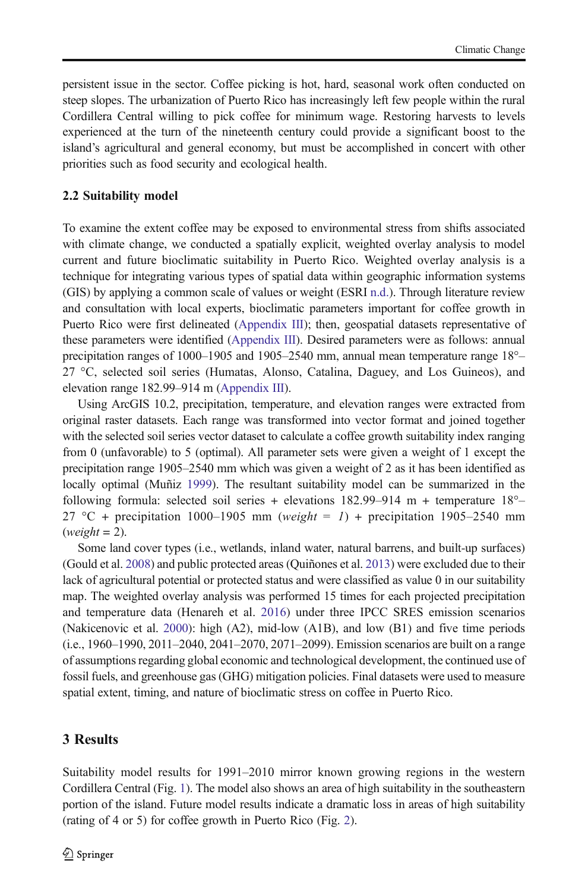persistent issue in the sector. Coffee picking is hot, hard, seasonal work often conducted on steep slopes. The urbanization of Puerto Rico has increasingly left few people within the rural Cordillera Central willing to pick coffee for minimum wage. Restoring harvests to levels experienced at the turn of the nineteenth century could provide a significant boost to the island's agricultural and general economy, but must be accomplished in concert with other priorities such as food security and ecological health.

### 2.2 Suitability model

To examine the extent coffee may be exposed to environmental stress from shifts associated with climate change, we conducted a spatially explicit, weighted overlay analysis to model current and future bioclimatic suitability in Puerto Rico. Weighted overlay analysis is a technique for integrating various types of spatial data within geographic information systems (GIS) by applying a common scale of values or weight (ESRI n.d.). Through literature review and consultation with local experts, bioclimatic parameters important for coffee growth in Puerto Rico were first delineated (Appendix III); then, geospatial datasets representative of these parameters were identified (Appendix III). Desired parameters were as follows: annual precipitation ranges of 1000–1905 and 1905–2540 mm, annual mean temperature range 18°–27 °C, selected soil series (Humatas, Alonso, Catalina, Daguey, and Los Guineos), and elevation range 182.99–914 m (Appendix III).

Using ArcGIS 10.2, precipitation, temperature, and elevation ranges were extracted from original raster datasets. Each range was transformed into vector format and joined together with the selected soil series vector dataset to calculate a coffee growth suitability index ranging from 0 (unfavorable) to 5 (optimal). All parameter sets were given a weight of 1 except the precipitation range 1905–2540 mm which was given a weight of 2 as it has been identified as locally optimal (Muñiz 1999). The resultant suitability model can be summarized in the following formula: selected soil series + elevations 182.99–914 m + temperature 18°–27 °C + precipitation 1000–1905 mm (*weight* = *1*) + precipitation 1905–2540 mm (*weight* = 2).

Some land cover types (i.e., wetlands, inland water, natural barrens, and built-up surfaces) (Gould et al. 2008) and public protected areas (Quiñones et al. 2013) were excluded due to their lack of agricultural potential or protected status and were classified as value 0 in our suitability map. The weighted overlay analysis was performed 15 times for each projected precipitation and temperature data (Henareh et al. 2016) under three IPCC SRES emission scenarios (Nakicenovic et al. 2000): high (A2), mid-low (A1B), and low (B1) and five time periods (i.e., 1960–1990, 2011–2040, 2041–2070, 2071–2099). Emission scenarios are built on a range of assumptions regarding global economic and technological development, the continued use of fossil fuels, and greenhouse gas (GHG) mitigation policies. Final datasets were used to measure spatial extent, timing, and nature of bioclimatic stress on coffee in Puerto Rico.

## 3 Results

Suitability model results for 1991–2010 mirror known growing regions in the western Cordillera Central (Fig. 1). The model also shows an area of high suitability in the southeastern portion of the island. Future model results indicate a dramatic loss in areas of high suitability (rating of 4 or 5) for coffee growth in Puerto Rico (Fig. 2).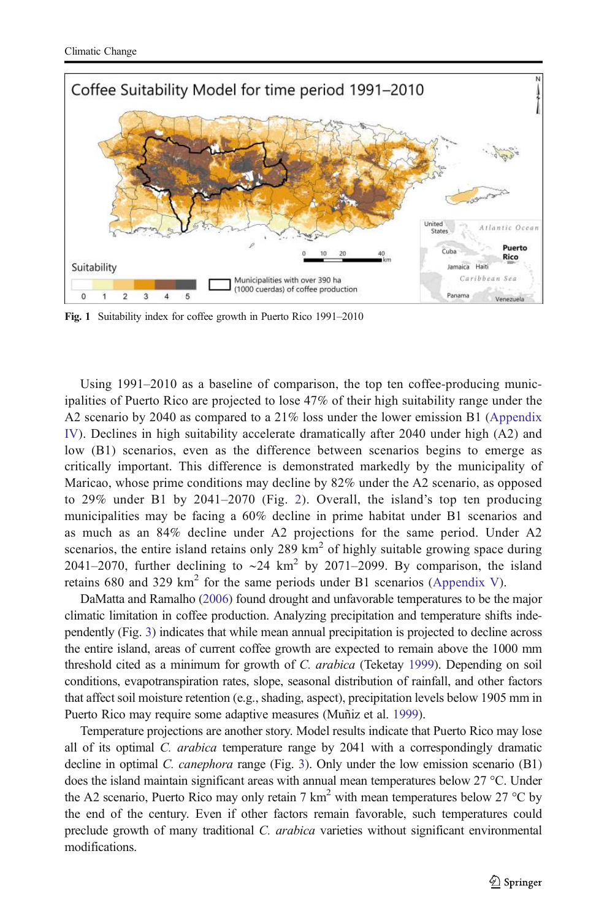Fig. 1 Suitability index for coffee growth in Puerto Rico 1991–2010

Using 1991–2010 as a baseline of comparison, the top ten coffee-producing municipalities of Puerto Rico are projected to lose 47% of their high suitability range under the A2 scenario by 2040 as compared to a 21% loss under the lower emission B1 (Appendix IV). Declines in high suitability accelerate dramatically after 2040 under high (A2) and low (B1) scenarios, even as the difference between scenarios begins to emerge as critically important. This difference is demonstrated markedly by the municipality of Maricao, whose prime conditions may decline by 82% under the A2 scenario, as opposed to 29% under B1 by 2041–2070 (Fig. 2). Overall, the island's top ten producing municipalities may be facing a 60% decline in prime habitat under B1 scenarios and as much as an 84% decline under A2 projections for the same period. Under A2 scenarios, the entire island retains only 289 km$^2$ of highly suitable growing space during 2041–2070, further declining to ~24 km$^2$ by 2071–2099. By comparison, the island retains 680 and 329 km$^2$ for the same periods under B1 scenarios (Appendix V).

DaMatta and Ramalho (2006) found drought and unfavorable temperatures to be the major climatic limitation in coffee production. Analyzing precipitation and temperature shifts independently (Fig. 3) indicates that while mean annual precipitation is projected to decline across the entire island, areas of current coffee growth are expected to remain above the 1000 mm threshold cited as a minimum for growth of *C. arabica* (Teketay 1999). Depending on soil conditions, evapotranspiration rates, slope, seasonal distribution of rainfall, and other factors that affect soil moisture retention (e.g., shading, aspect), precipitation levels below 1905 mm in Puerto Rico may require some adaptive measures (Muñiz et al. 1999).

Temperature projections are another story. Model results indicate that Puerto Rico may lose all of its optimal *C. arabica* temperature range by 2041 with a correspondingly dramatic decline in optimal *C. canephora* range (Fig. 3). Only under the low emission scenario (B1) does the island maintain significant areas with annual mean temperatures below 27 °C. Under the A2 scenario, Puerto Rico may only retain 7 km$^2$ with mean temperatures below 27 °C by the end of the century. Even if other factors remain favorable, such temperatures could preclude growth of many traditional *C. arabica* varieties without significant environmental modifications.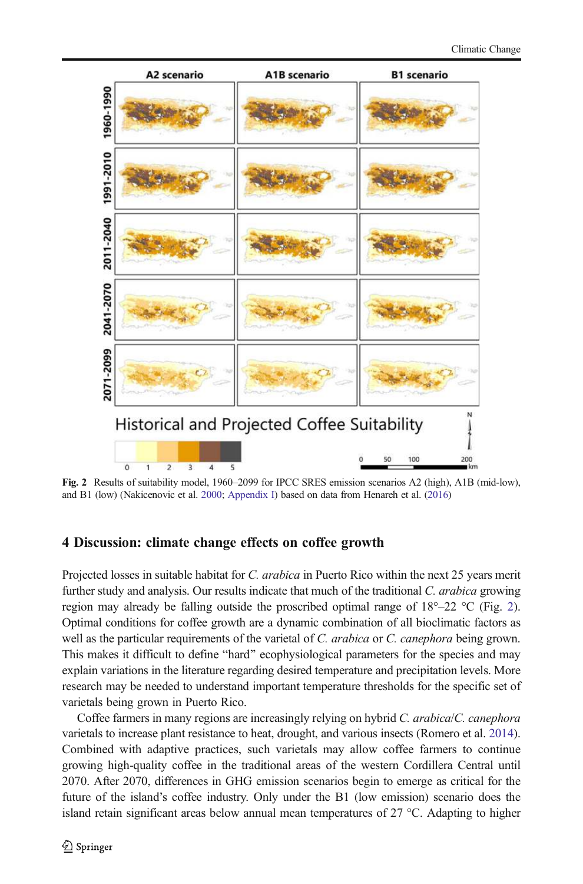Fig. 2 Results of suitability model, 1960–2099 for IPCC SRES emission scenarios A2 (high), A1B (mid-low), and B1 (low) (Nakicenovic et al. 2000; Appendix I) based on data from Henareh et al. (2016)

## 4 Discussion: climate change effects on coffee growth

Projected losses in suitable habitat for *C. arabica* in Puerto Rico within the next 25 years merit further study and analysis. Our results indicate that much of the traditional *C. arabica* growing region may already be falling outside the proscribed optimal range of 18°–22 °C (Fig. 2). Optimal conditions for coffee growth are a dynamic combination of all bioclimatic factors as well as the particular requirements of the varietal of *C. arabica* or *C. canephora* being grown. This makes it difficult to define "hard" ecophysiological parameters for the species and may explain variations in the literature regarding desired temperature and precipitation levels. More research may be needed to understand important temperature thresholds for the specific set of varietals being grown in Puerto Rico.

Coffee farmers in many regions are increasingly relying on hybrid *C. arabica*/*C. canephora* varietals to increase plant resistance to heat, drought, and various insects (Romero et al. 2014). Combined with adaptive practices, such varietals may allow coffee farmers to continue growing high-quality coffee in the traditional areas of the western Cordillera Central until 2070. After 2070, differences in GHG emission scenarios begin to emerge as critical for the future of the island's coffee industry. Only under the B1 (low emission) scenario does the island retain significant areas below annual mean temperatures of 27 °C. Adapting to higher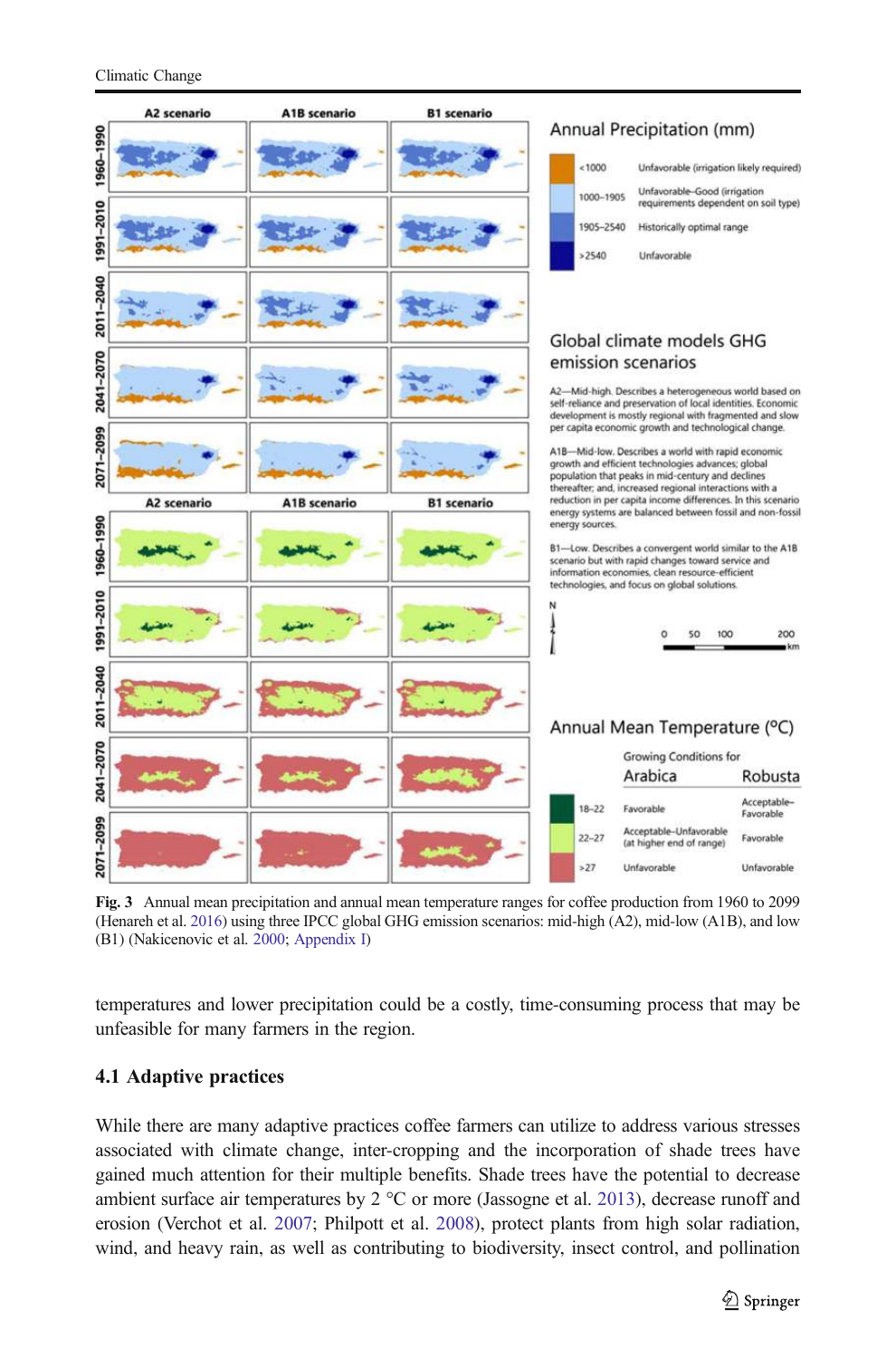**Fig. 3** Annual mean precipitation and annual mean temperature ranges for coffee production from 1960 to 2099 (Henareh et al. 2016) using three IPCC global GHG emission scenarios: mid-high (A2), mid-low (A1B), and low (B1) (Nakicenovic et al. 2000; Appendix I)

temperatures and lower precipitation could be a costly, time-consuming process that may be unfeasible for many farmers in the region.

## 4.1 Adaptive practices

While there are many adaptive practices coffee farmers can utilize to address various stresses associated with climate change, inter-cropping and the incorporation of shade trees have gained much attention for their multiple benefits. Shade trees have the potential to decrease ambient surface air temperatures by 2 °C or more (Jassogne et al. 2013), decrease runoff and erosion (Verchot et al. 2007; Philpott et al. 2008), protect plants from high solar radiation, wind, and heavy rain, as well as contributing to biodiversity, insect control, and pollination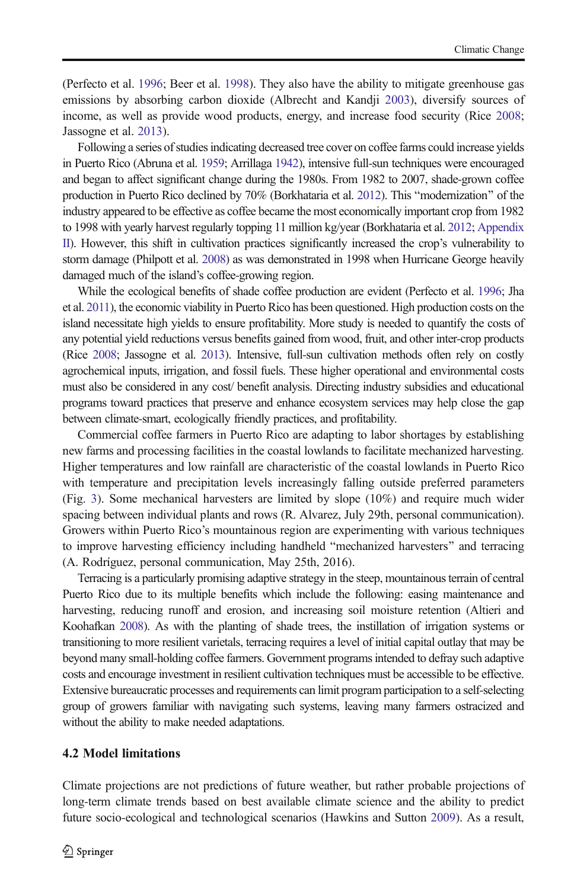(Perfecto et al. 1996; Beer et al. 1998). They also have the ability to mitigate greenhouse gas emissions by absorbing carbon dioxide (Albrecht and Kandji 2003), diversify sources of income, as well as provide wood products, energy, and increase food security (Rice 2008; Jassogne et al. 2013).

Following a series of studies indicating decreased tree cover on coffee farms could increase yields in Puerto Rico (Abruna et al. 1959; Arrillaga 1942), intensive full-sun techniques were encouraged and began to affect significant change during the 1980s. From 1982 to 2007, shade-grown coffee production in Puerto Rico declined by 70% (Borkhataria et al. 2012). This "modernization" of the industry appeared to be effective as coffee became the most economically important crop from 1982 to 1998 with yearly harvest regularly topping 11 million kg/year (Borkhataria et al. 2012; Appendix II). However, this shift in cultivation practices significantly increased the crop's vulnerability to storm damage (Philpott et al. 2008) as was demonstrated in 1998 when Hurricane George heavily damaged much of the island's coffee-growing region.

While the ecological benefits of shade coffee production are evident (Perfecto et al. 1996; Jha et al. 2011), the economic viability in Puerto Rico has been questioned. High production costs on the island necessitate high yields to ensure profitability. More study is needed to quantify the costs of any potential yield reductions versus benefits gained from wood, fruit, and other inter-crop products (Rice 2008; Jassogne et al. 2013). Intensive, full-sun cultivation methods often rely on costly agrochemical inputs, irrigation, and fossil fuels. These higher operational and environmental costs must also be considered in any cost/ benefit analysis. Directing industry subsidies and educational programs toward practices that preserve and enhance ecosystem services may help close the gap between climate-smart, ecologically friendly practices, and profitability.

Commercial coffee farmers in Puerto Rico are adapting to labor shortages by establishing new farms and processing facilities in the coastal lowlands to facilitate mechanized harvesting. Higher temperatures and low rainfall are characteristic of the coastal lowlands in Puerto Rico with temperature and precipitation levels increasingly falling outside preferred parameters (Fig. 3). Some mechanical harvesters are limited by slope (10%) and require much wider spacing between individual plants and rows (R. Alvarez, July 29th, personal communication). Growers within Puerto Rico's mountainous region are experimenting with various techniques to improve harvesting efficiency including handheld "mechanized harvesters" and terracing (A. Rodríguez, personal communication, May 25th, 2016).

Terracing is a particularly promising adaptive strategy in the steep, mountainous terrain of central Puerto Rico due to its multiple benefits which include the following: easing maintenance and harvesting, reducing runoff and erosion, and increasing soil moisture retention (Altieri and Koohafkan 2008). As with the planting of shade trees, the instillation of irrigation systems or transitioning to more resilient varietals, terracing requires a level of initial capital outlay that may be beyond many small-holding coffee farmers. Government programs intended to defray such adaptive costs and encourage investment in resilient cultivation techniques must be accessible to be effective. Extensive bureaucratic processes and requirements can limit program participation to a self-selecting group of growers familiar with navigating such systems, leaving many farmers ostracized and without the ability to make needed adaptations.

### 4.2 Model limitations

Climate projections are not predictions of future weather, but rather probable projections of long-term climate trends based on best available climate science and the ability to predict future socio-ecological and technological scenarios (Hawkins and Sutton 2009). As a result,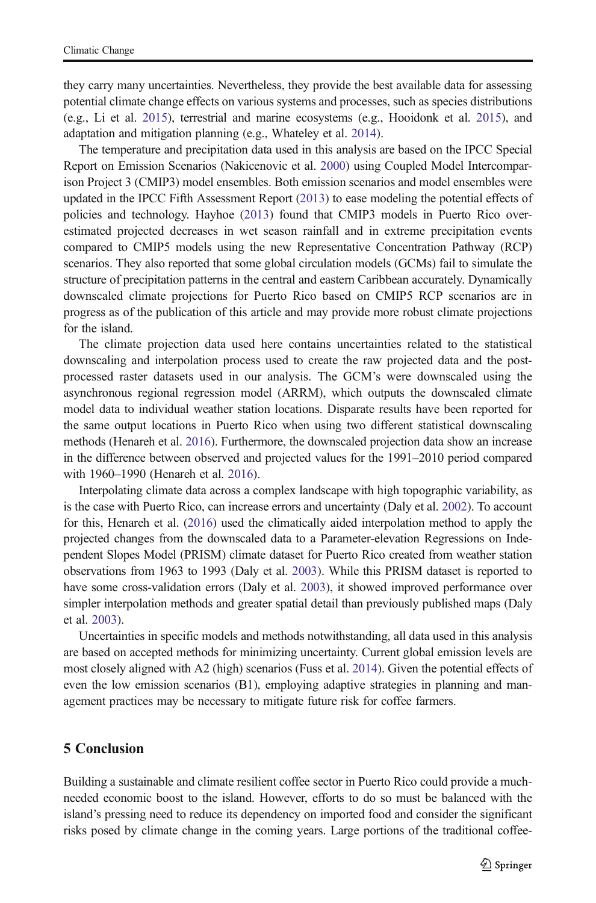they carry many uncertainties. Nevertheless, they provide the best available data for assessing potential climate change effects on various systems and processes, such as species distributions (e.g., Li et al. 2015), terrestrial and marine ecosystems (e.g., Hooidonk et al. 2015), and adaptation and mitigation planning (e.g., Whateley et al. 2014).

The temperature and precipitation data used in this analysis are based on the IPCC Special Report on Emission Scenarios (Nakicenovic et al. 2000) using Coupled Model Intercomparison Project 3 (CMIP3) model ensembles. Both emission scenarios and model ensembles were updated in the IPCC Fifth Assessment Report (2013) to ease modeling the potential effects of policies and technology. Hayhoe (2013) found that CMIP3 models in Puerto Rico overestimated projected decreases in wet season rainfall and in extreme precipitation events compared to CMIP5 models using the new Representative Concentration Pathway (RCP) scenarios. They also reported that some global circulation models (GCMs) fail to simulate the structure of precipitation patterns in the central and eastern Caribbean accurately. Dynamically downscaled climate projections for Puerto Rico based on CMIP5 RCP scenarios are in progress as of the publication of this article and may provide more robust climate projections for the island.

The climate projection data used here contains uncertainties related to the statistical downscaling and interpolation process used to create the raw projected data and the post-processed raster datasets used in our analysis. The GCM's were downscaled using the asynchronous regional regression model (ARRM), which outputs the downscaled climate model data to individual weather station locations. Disparate results have been reported for the same output locations in Puerto Rico when using two different statistical downscaling methods (Henareh et al. 2016). Furthermore, the downscaled projection data show an increase in the difference between observed and projected values for the 1991–2010 period compared with 1960–1990 (Henareh et al. 2016).

Interpolating climate data across a complex landscape with high topographic variability, as is the case with Puerto Rico, can increase errors and uncertainty (Daly et al. 2002). To account for this, Henareh et al. (2016) used the climatically aided interpolation method to apply the projected changes from the downscaled data to a Parameter-elevation Regressions on Independent Slopes Model (PRISM) climate dataset for Puerto Rico created from weather station observations from 1963 to 1993 (Daly et al. 2003). While this PRISM dataset is reported to have some cross-validation errors (Daly et al. 2003), it showed improved performance over simpler interpolation methods and greater spatial detail than previously published maps (Daly et al. 2003).

Uncertainties in specific models and methods notwithstanding, all data used in this analysis are based on accepted methods for minimizing uncertainty. Current global emission levels are most closely aligned with A2 (high) scenarios (Fuss et al. 2014). Given the potential effects of even the low emission scenarios (B1), employing adaptive strategies in planning and management practices may be necessary to mitigate future risk for coffee farmers.

## 5 Conclusion

Building a sustainable and climate resilient coffee sector in Puerto Rico could provide a much-needed economic boost to the island. However, efforts to do so must be balanced with the island's pressing need to reduce its dependency on imported food and consider the significant risks posed by climate change in the coming years. Large portions of the traditional coffee-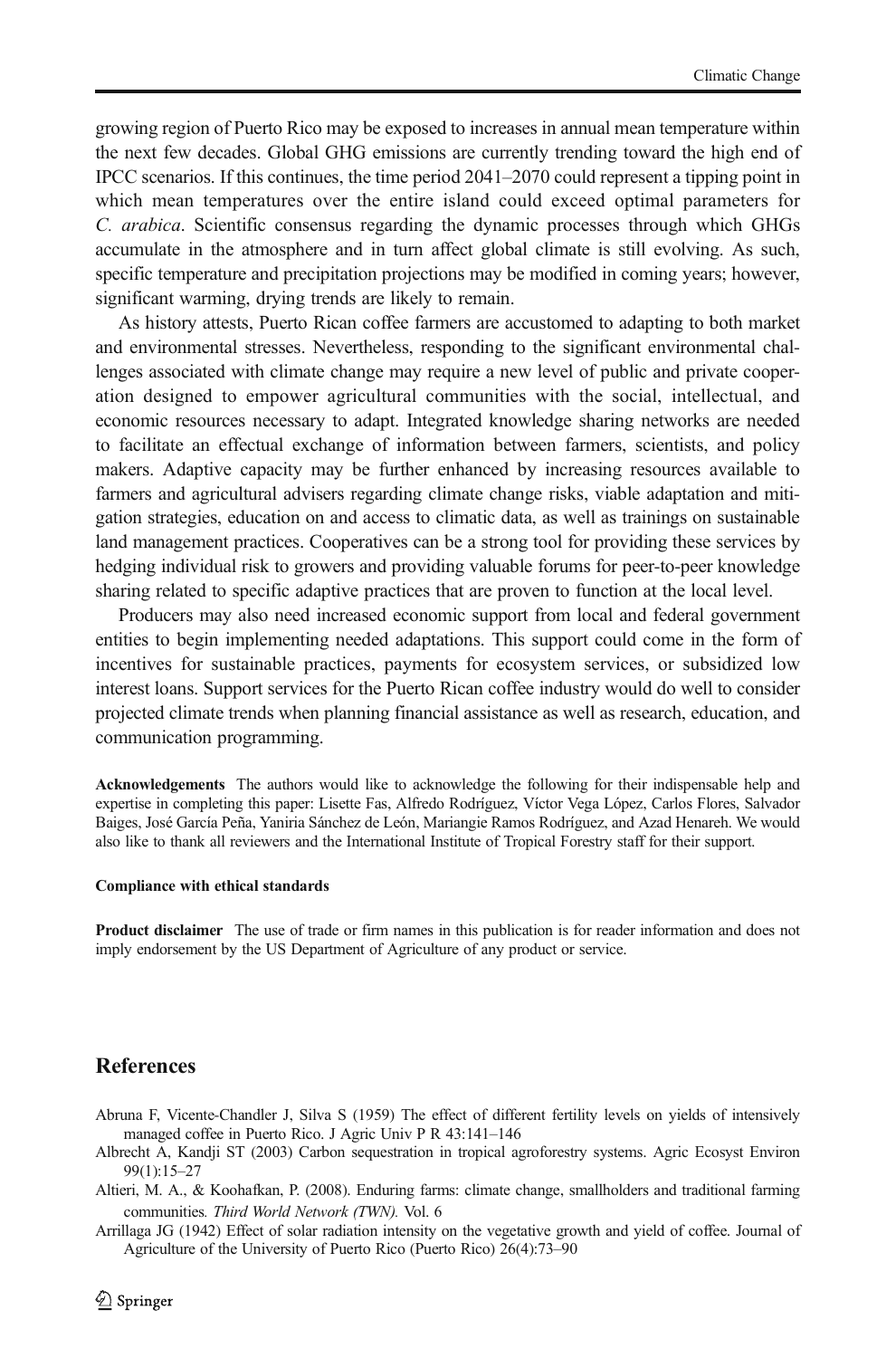growing region of Puerto Rico may be exposed to increases in annual mean temperature within the next few decades. Global GHG emissions are currently trending toward the high end of IPCC scenarios. If this continues, the time period 2041–2070 could represent a tipping point in which mean temperatures over the entire island could exceed optimal parameters for *C. arabica*. Scientific consensus regarding the dynamic processes through which GHGs accumulate in the atmosphere and in turn affect global climate is still evolving. As such, specific temperature and precipitation projections may be modified in coming years; however, significant warming, drying trends are likely to remain.

As history attests, Puerto Rican coffee farmers are accustomed to adapting to both market and environmental stresses. Nevertheless, responding to the significant environmental challenges associated with climate change may require a new level of public and private cooperation designed to empower agricultural communities with the social, intellectual, and economic resources necessary to adapt. Integrated knowledge sharing networks are needed to facilitate an effectual exchange of information between farmers, scientists, and policy makers. Adaptive capacity may be further enhanced by increasing resources available to farmers and agricultural advisers regarding climate change risks, viable adaptation and mitigation strategies, education on and access to climatic data, as well as trainings on sustainable land management practices. Cooperatives can be a strong tool for providing these services by hedging individual risk to growers and providing valuable forums for peer-to-peer knowledge sharing related to specific adaptive practices that are proven to function at the local level.

Producers may also need increased economic support from local and federal government entities to begin implementing needed adaptations. This support could come in the form of incentives for sustainable practices, payments for ecosystem services, or subsidized low interest loans. Support services for the Puerto Rican coffee industry would do well to consider projected climate trends when planning financial assistance as well as research, education, and communication programming.

**Acknowledgements** The authors would like to acknowledge the following for their indispensable help and expertise in completing this paper: Lisette Fas, Alfredo Rodríguez, Víctor Vega López, Carlos Flores, Salvador Baiges, José García Peña, Yaniria Sánchez de León, Mariangie Ramos Rodríguez, and Azad Henareh. We would also like to thank all reviewers and the International Institute of Tropical Forestry staff for their support.

#### Compliance with ethical standards

**Product disclaimer** The use of trade or firm names in this publication is for reader information and does not imply endorsement by the US Department of Agriculture of any product or service.

## References

Abruna F, Vicente-Chandler J, Silva S (1959) The effect of different fertility levels on yields of intensively managed coffee in Puerto Rico. J Agric Univ P R 43:141–146

Albrecht A, Kandji ST (2003) Carbon sequestration in tropical agroforestry systems. Agric Ecosyst Environ 99(1):15–27

Altieri, M. A., & Koohafkan, P. (2008). Enduring farms: climate change, smallholders and traditional farming communities. *Third World Network (TWN)*. Vol. 6

Arrillaga JG (1942) Effect of solar radiation intensity on the vegetative growth and yield of coffee. Journal of Agriculture of the University of Puerto Rico (Puerto Rico) 26(4):73–90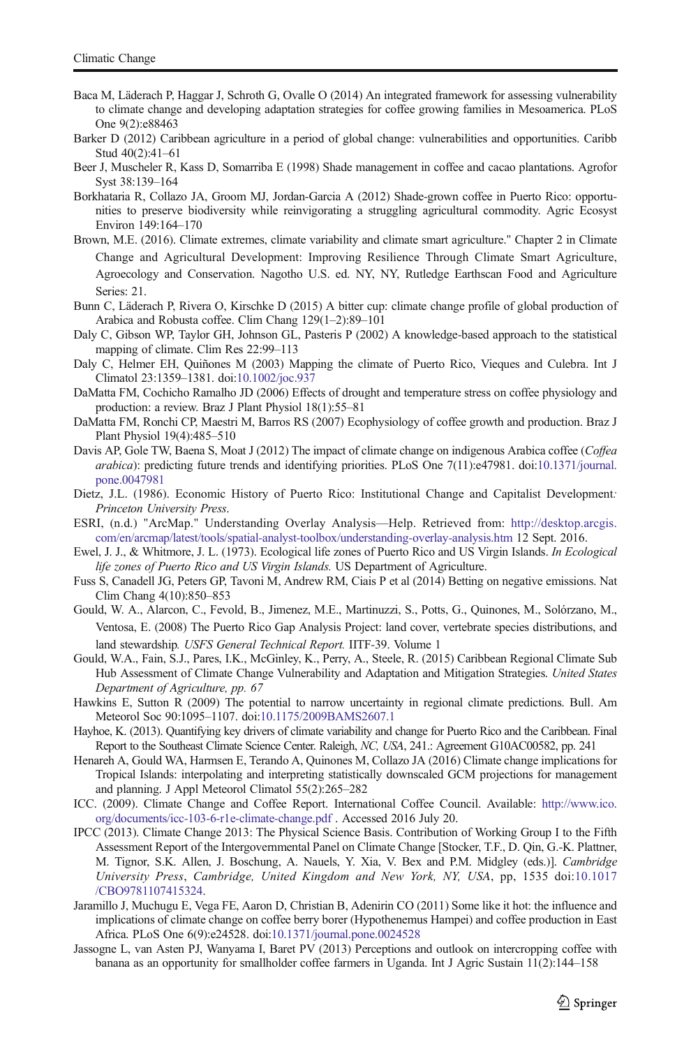Baca M, Läderach P, Haggar J, Schroth G, Ovalle O (2014) An integrated framework for assessing vulnerability to climate change and developing adaptation strategies for coffee growing families in Mesoamerica. PLoS One 9(2):e88463

Barker D (2012) Caribbean agriculture in a period of global change: vulnerabilities and opportunities. Caribb Stud 40(2):41–61

Beer J, Muscheler R, Kass D, Somarriba E (1998) Shade management in coffee and cacao plantations. Agrofor Syst 38:139–164

Borkhataria R, Collazo JA, Groom MJ, Jordan-Garcia A (2012) Shade-grown coffee in Puerto Rico: opportunities to preserve biodiversity while reinvigorating a struggling agricultural commodity. Agric Ecosyst Environ 149:164–170

Brown, M.E. (2016). Climate extremes, climate variability and climate smart agriculture." Chapter 2 in Climate Change and Agricultural Development: Improving Resilience Through Climate Smart Agriculture, Agroecology and Conservation. Nagotho U.S. ed. NY, NY, Rutledge Earthscan Food and Agriculture Series: 21.

Bunn C, Läderach P, Rivera O, Kirschke D (2015) A bitter cup: climate change profile of global production of Arabica and Robusta coffee. Clim Chang 129(1–2):89–101

Daly C, Gibson WP, Taylor GH, Johnson GL, Pasteris P (2002) A knowledge-based approach to the statistical mapping of climate. Clim Res 22:99–113

Daly C, Helmer EH, Quiñones M (2003) Mapping the climate of Puerto Rico, Vieques and Culebra. Int J Climatol 23:1359–1381. doi:10.1002/joc.937

DaMatta FM, Cochicho Ramalho JD (2006) Effects of drought and temperature stress on coffee physiology and production: a review. Braz J Plant Physiol 18(1):55–81

DaMatta FM, Ronchi CP, Maestri M, Barros RS (2007) Ecophysiology of coffee growth and production. Braz J Plant Physiol 19(4):485–510

Davis AP, Gole TW, Baena S, Moat J (2012) The impact of climate change on indigenous Arabica coffee (*Coffea arabica*): predicting future trends and identifying priorities. PLoS One 7(11):e47981. doi:10.1371/journal.pone.0047981

Dietz, J.L. (1986). Economic History of Puerto Rico: Institutional Change and Capitalist Development*: Princeton University Press*.

ESRI, (n.d.) "ArcMap." Understanding Overlay Analysis—Help. Retrieved from: http://desktop.arcgis.com/en/arcmap/latest/tools/spatial-analyst-toolbox/understanding-overlay-analysis.htm 12 Sept. 2016.

Ewel, J. J., & Whitmore, J. L. (1973). Ecological life zones of Puerto Rico and US Virgin Islands. *In Ecological life zones of Puerto Rico and US Virgin Islands.* US Department of Agriculture.

Fuss S, Canadell JG, Peters GP, Tavoni M, Andrew RM, Ciais P et al (2014) Betting on negative emissions. Nat Clim Chang 4(10):850–853

Gould, W. A., Alarcon, C., Fevold, B., Jimenez, M.E., Martinuzzi, S., Potts, G., Quinones, M., Solórzano, M., Ventosa, E. (2008) The Puerto Rico Gap Analysis Project: land cover, vertebrate species distributions, and land stewardship*. USFS General Technical Report.* IITF-39. Volume 1

Gould, W.A., Fain, S.J., Pares, I.K., McGinley, K., Perry, A., Steele, R. (2015) Caribbean Regional Climate Sub Hub Assessment of Climate Change Vulnerability and Adaptation and Mitigation Strategies. *United States Department of Agriculture, pp. 67*

Hawkins E, Sutton R (2009) The potential to narrow uncertainty in regional climate predictions. Bull. Am Meteorol Soc 90:1095–1107. doi:10.1175/2009BAMS2607.1

Hayhoe, K. (2013). Quantifying key drivers of climate variability and change for Puerto Rico and the Caribbean. Final Report to the Southeast Climate Science Center. Raleigh, *NC, USA*, 241.: Agreement G10AC00582, pp. 241

Henareh A, Gould WA, Harmsen E, Terando A, Quinones M, Collazo JA (2016) Climate change implications for Tropical Islands: interpolating and interpreting statistically downscaled GCM projections for management and planning. J Appl Meteorol Climatol 55(2):265–282

ICC. (2009). Climate Change and Coffee Report. International Coffee Council. Available: http://www.ico.org/documents/icc-103-6-r1e-climate-change.pdf . Accessed 2016 July 20.

IPCC (2013). Climate Change 2013: The Physical Science Basis. Contribution of Working Group I to the Fifth Assessment Report of the Intergovernmental Panel on Climate Change [Stocker, T.F., D. Qin, G.-K. Plattner, M. Tignor, S.K. Allen, J. Boschung, A. Nauels, Y. Xia, V. Bex and P.M. Midgley (eds.)]. *Cambridge University Press*, *Cambridge, United Kingdom and New York, NY, USA*, pp, 1535 doi:10.1017/CBO9781107415324.

Jaramillo J, Muchugu E, Vega FE, Aaron D, Christian B, Adenirin CO (2011) Some like it hot: the influence and implications of climate change on coffee berry borer (Hypothenemus Hampei) and coffee production in East Africa. PLoS One 6(9):e24528. doi:10.1371/journal.pone.0024528

Jassogne L, van Asten PJ, Wanyama I, Baret PV (2013) Perceptions and outlook on intercropping coffee with banana as an opportunity for smallholder coffee farmers in Uganda. Int J Agric Sustain 11(2):144–158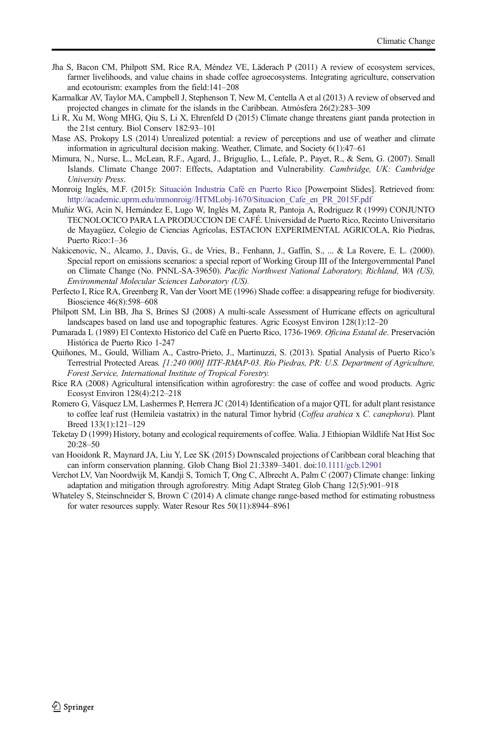Jha S, Bacon CM, Philpott SM, Rice RA, Méndez VE, Läderach P (2011) A review of ecosystem services, farmer livelihoods, and value chains in shade coffee agroecosystems. Integrating agriculture, conservation and ecotourism: examples from the field:141–208

Karmalkar AV, Taylor MA, Campbell J, Stephenson T, New M, Centella A et al (2013) A review of observed and projected changes in climate for the islands in the Caribbean. Atmósfera 26(2):283–309

Li R, Xu M, Wong MHG, Qiu S, Li X, Ehrenfeld D (2015) Climate change threatens giant panda protection in the 21st century. Biol Conserv 182:93–101

Mase AS, Prokopy LS (2014) Unrealized potential: a review of perceptions and use of weather and climate information in agricultural decision making. Weather, Climate, and Society 6(1):47–61

Mimura, N., Nurse, L., McLean, R.F., Agard, J., Briguglio, L., Lefale, P., Payet, R., & Sem, G. (2007). Small Islands. Climate Change 2007: Effects, Adaptation and Vulnerability. *Cambridge, UK: Cambridge University Press*.

Monroig Inglés, M.F. (2015): Situación Industria Café en Puerto Rico [Powerpoint Slides]. Retrieved from: http://academic.uprm.edu/mmonroig//HTMLobj-1670/Situacion_Cafe_en_PR_2015F.pdf

Muñiz WG, Acin N, Hernández E, Lugo W, Inglés M, Zapata R, Pantoja A, Rodriguez R (1999) CONJUNTO TECNOLOCICO PARA LA PRODUCCION DE CAFÉ. Universidad de Puerto Rico, Recinto Universitario de Mayagüez, Colegio de Ciencias Agrícolas, ESTACION EXPERIMENTAL AGRICOLA, Río Piedras, Puerto Rico:1–36

Nakicenovic, N., Alcamo, J., Davis, G., de Vries, B., Fenhann, J., Gaffin, S., ... & La Rovere, E. L. (2000). Special report on emissions scenarios: a special report of Working Group III of the Intergovernmental Panel on Climate Change (No. PNNL-SA-39650). *Pacific Northwest National Laboratory, Richland, WA (US), Environmental Molecular Sciences Laboratory (US).*

Perfecto I, Rice RA, Greenberg R, Van der Voort ME (1996) Shade coffee: a disappearing refuge for biodiversity. Bioscience 46(8):598–608

Philpott SM, Lin BB, Jha S, Brines SJ (2008) A multi-scale Assessment of Hurricane effects on agricultural landscapes based on land use and topographic features. Agric Ecosyst Environ 128(1):12–20

Pumarada L (1989) El Contexto Historico del Café en Puerto Rico, 1736-1969. *Oficina Estatal de*. Preservación Histórica de Puerto Rico 1-247

Quiñones, M., Gould, William A., Castro-Prieto, J., Martinuzzi, S. (2013). Spatial Analysis of Puerto Rico's Terrestrial Protected Areas. *[1:240 000] IITF-RMAP-03. Río Piedras, PR: U.S. Department of Agriculture, Forest Service, International Institute of Tropical Forestry.*

Rice RA (2008) Agricultural intensification within agroforestry: the case of coffee and wood products. Agric Ecosyst Environ 128(4):212–218

Romero G, Vásquez LM, Lashermes P, Herrera JC (2014) Identification of a major QTL for adult plant resistance to coffee leaf rust (Hemileia vastatrix) in the natural Timor hybrid (*Coffea arabica* x *C. canephora*). Plant Breed 133(1):121–129

Teketay D (1999) History, botany and ecological requirements of coffee. Walia. J Ethiopian Wildlife Nat Hist Soc 20:28–50

van Hooidonk R, Maynard JA, Liu Y, Lee SK (2015) Downscaled projections of Caribbean coral bleaching that can inform conservation planning. Glob Chang Biol 21:3389–3401. doi:10.1111/gcb.12901

Verchot LV, Van Noordwijk M, Kandji S, Tomich T, Ong C, Albrecht A, Palm C (2007) Climate change: linking adaptation and mitigation through agroforestry. Mitig Adapt Strateg Glob Chang 12(5):901–918

Whateley S, Steinschneider S, Brown C (2014) A climate change range-based method for estimating robustness for water resources supply. Water Resour Res 50(11):8944–8961